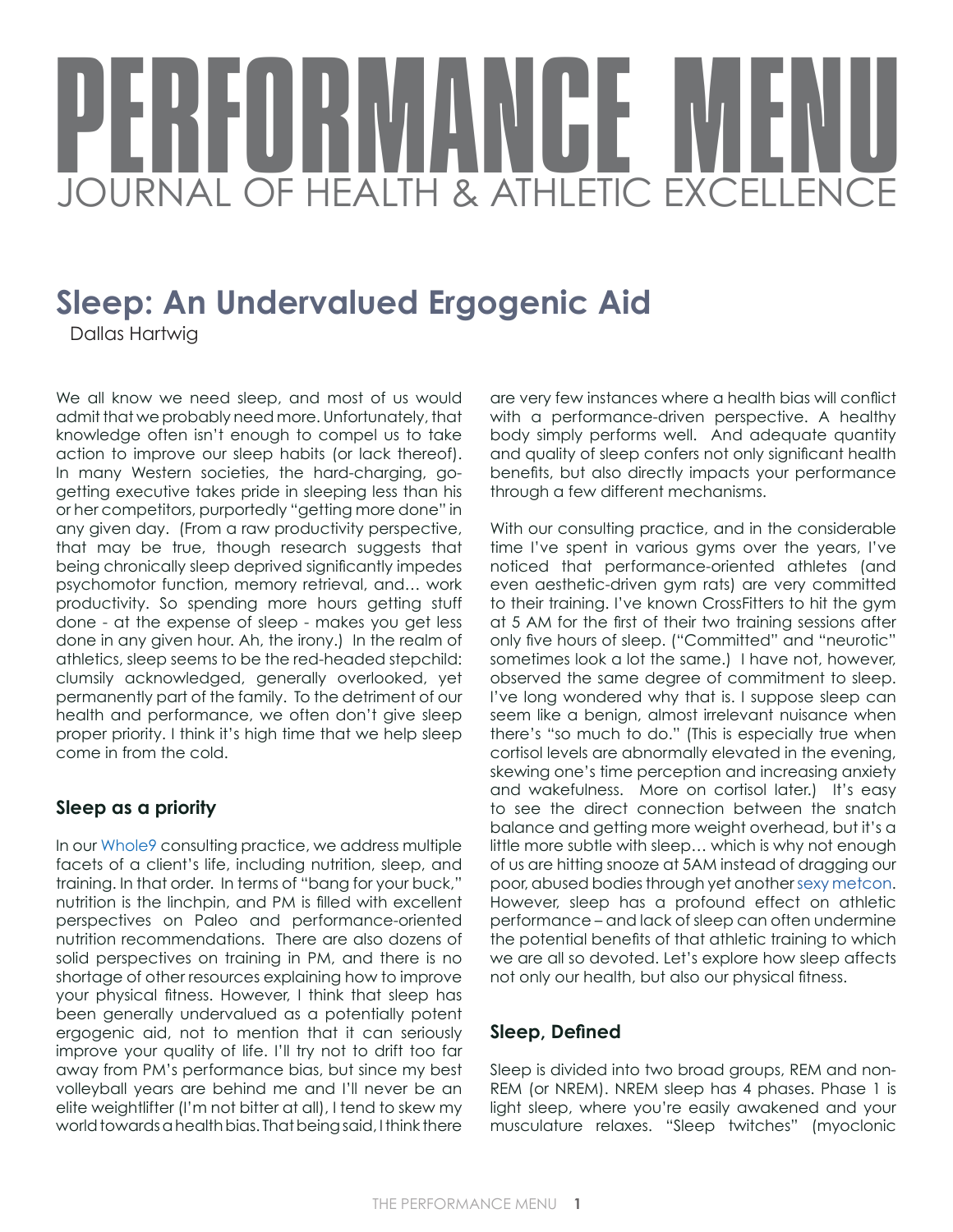# PERFORMANCE MENU

JOURNAL OF HEALTH & ATHLETIC EXCELLENCE

## Sleep: An Undervalued Ergogenic Aid

Dallas Hartwig

We all know we need sleep, and most of us would admit that we probably need more. Unfortunately, that knowledge often isn't enough to compel us to take action to improve our sleep habits (or lack thereof). In many Western societies, the hard-charging, go-getting executive takes pride in sleeping less than his or her competitors, purportedly "getting more done" in any given day. (From a raw productivity perspective, that may be true, though research suggests that being chronically sleep deprived significantly impedes psychomotor function, memory retrieval, and… work productivity. So spending more hours getting stuff done - at the expense of sleep - makes you get less done in any given hour. Ah, the irony.) In the realm of athletics, sleep seems to be the red-headed stepchild: clumsily acknowledged, generally overlooked, yet permanently part of the family. To the detriment of our health and performance, we often don't give sleep proper priority. I think it's high time that we help sleep come in from the cold.

### Sleep as a priority

In our Whole9 consulting practice, we address multiple facets of a client's life, including nutrition, sleep, and training. In that order. In terms of "bang for your buck," nutrition is the linchpin, and PM is filled with excellent perspectives on Paleo and performance-oriented nutrition recommendations. There are also dozens of solid perspectives on training in PM, and there is no shortage of other resources explaining how to improve your physical fitness. However, I think that sleep has been generally undervalued as a potentially potent ergogenic aid, not to mention that it can seriously improve your quality of life. I'll try not to drift too far away from PM's performance bias, but since my best volleyball years are behind me and I'll never be an elite weightlifter (I'm not bitter at all), I tend to skew my world towards a health bias. That being said, I think there are very few instances where a health bias will conflict with a performance-driven perspective. A healthy body simply performs well. And adequate quantity and quality of sleep confers not only significant health benefits, but also directly impacts your performance through a few different mechanisms.

With our consulting practice, and in the considerable time I've spent in various gyms over the years, I've noticed that performance-oriented athletes (and even aesthetic-driven gym rats) are very committed to their training. I've known CrossFitters to hit the gym at 5 AM for the first of their two training sessions after only five hours of sleep. ("Committed" and "neurotic" sometimes look a lot the same.) I have not, however, observed the same degree of commitment to sleep. I've long wondered why that is. I suppose sleep can seem like a benign, almost irrelevant nuisance when there's "so much to do." (This is especially true when cortisol levels are abnormally elevated in the evening, skewing one's time perception and increasing anxiety and wakefulness. More on cortisol later.) It's easy to see the direct connection between the snatch balance and getting more weight overhead, but it's a little more subtle with sleep… which is why not enough of us are hitting snooze at 5AM instead of dragging our poor, abused bodies through yet another sexy metcon. However, sleep has a profound effect on athletic performance – and lack of sleep can often undermine the potential benefits of that athletic training to which we are all so devoted. Let's explore how sleep affects not only our health, but also our physical fitness.

### Sleep, Defined

Sleep is divided into two broad groups, REM and non-REM (or NREM). NREM sleep has 4 phases. Phase 1 is light sleep, where you're easily awakened and your musculature relaxes. "Sleep twitches" (myoclonic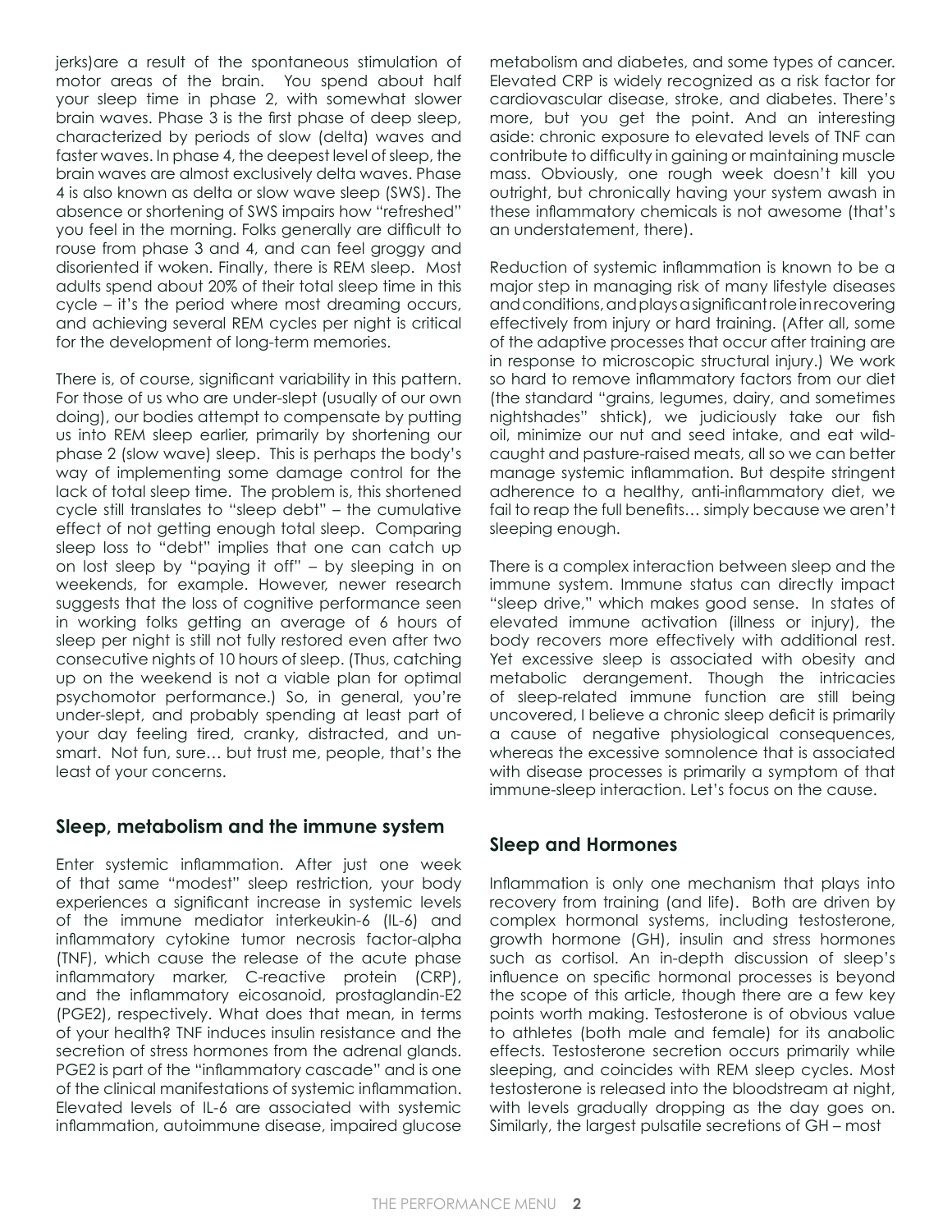jerks)are a result of the spontaneous stimulation of motor areas of the brain. You spend about half your sleep time in phase 2, with somewhat slower brain waves. Phase 3 is the first phase of deep sleep, characterized by periods of slow (delta) waves and faster waves. In phase 4, the deepest level of sleep, the brain waves are almost exclusively delta waves. Phase 4 is also known as delta or slow wave sleep (SWS). The absence or shortening of SWS impairs how "refreshed" you feel in the morning. Folks generally are difficult to rouse from phase 3 and 4, and can feel groggy and disoriented if woken. Finally, there is REM sleep. Most adults spend about 20% of their total sleep time in this cycle – it's the period where most dreaming occurs, and achieving several REM cycles per night is critical for the development of long-term memories.

There is, of course, significant variability in this pattern. For those of us who are under-slept (usually of our own doing), our bodies attempt to compensate by putting us into REM sleep earlier, primarily by shortening our phase 2 (slow wave) sleep. This is perhaps the body's way of implementing some damage control for the lack of total sleep time. The problem is, this shortened cycle still translates to "sleep debt" – the cumulative effect of not getting enough total sleep. Comparing sleep loss to "debt" implies that one can catch up on lost sleep by "paying it off" – by sleeping in on weekends, for example. However, newer research suggests that the loss of cognitive performance seen in working folks getting an average of 6 hours of sleep per night is still not fully restored even after two consecutive nights of 10 hours of sleep. (Thus, catching up on the weekend is not a viable plan for optimal psychomotor performance.) So, in general, you're under-slept, and probably spending at least part of your day feeling tired, cranky, distracted, and un-smart. Not fun, sure… but trust me, people, that's the least of your concerns.

## Sleep, metabolism and the immune system

Enter systemic inflammation. After just one week of that same "modest" sleep restriction, your body experiences a significant increase in systemic levels of the immune mediator interkeukin-6 (IL-6) and inflammatory cytokine tumor necrosis factor-alpha (TNF), which cause the release of the acute phase inflammatory marker, C-reactive protein (CRP), and the inflammatory eicosanoid, prostaglandin-E2 (PGE2), respectively. What does that mean, in terms of your health? TNF induces insulin resistance and the secretion of stress hormones from the adrenal glands. PGE2 is part of the "inflammatory cascade" and is one of the clinical manifestations of systemic inflammation. Elevated levels of IL-6 are associated with systemic inflammation, autoimmune disease, impaired glucose metabolism and diabetes, and some types of cancer. Elevated CRP is widely recognized as a risk factor for cardiovascular disease, stroke, and diabetes. There's more, but you get the point. And an interesting aside: chronic exposure to elevated levels of TNF can contribute to difficulty in gaining or maintaining muscle mass. Obviously, one rough week doesn't kill you outright, but chronically having your system awash in these inflammatory chemicals is not awesome (that's an understatement, there).

Reduction of systemic inflammation is known to be a major step in managing risk of many lifestyle diseases and conditions, and plays a significant role in recovering effectively from injury or hard training. (After all, some of the adaptive processes that occur after training are in response to microscopic structural injury.) We work so hard to remove inflammatory factors from our diet (the standard "grains, legumes, dairy, and sometimes nightshades" shtick), we judiciously take our fish oil, minimize our nut and seed intake, and eat wild-caught and pasture-raised meats, all so we can better manage systemic inflammation. But despite stringent adherence to a healthy, anti-inflammatory diet, we fail to reap the full benefits… simply because we aren't sleeping enough.

There is a complex interaction between sleep and the immune system. Immune status can directly impact "sleep drive," which makes good sense. In states of elevated immune activation (illness or injury), the body recovers more effectively with additional rest. Yet excessive sleep is associated with obesity and metabolic derangement. Though the intricacies of sleep-related immune function are still being uncovered, I believe a chronic sleep deficit is primarily a cause of negative physiological consequences, whereas the excessive somnolence that is associated with disease processes is primarily a symptom of that immune-sleep interaction. Let's focus on the cause.

## Sleep and Hormones

Inflammation is only one mechanism that plays into recovery from training (and life). Both are driven by complex hormonal systems, including testosterone, growth hormone (GH), insulin and stress hormones such as cortisol. An in-depth discussion of sleep's influence on specific hormonal processes is beyond the scope of this article, though there are a few key points worth making. Testosterone is of obvious value to athletes (both male and female) for its anabolic effects. Testosterone secretion occurs primarily while sleeping, and coincides with REM sleep cycles. Most testosterone is released into the bloodstream at night, with levels gradually dropping as the day goes on. Similarly, the largest pulsatile secretions of GH – most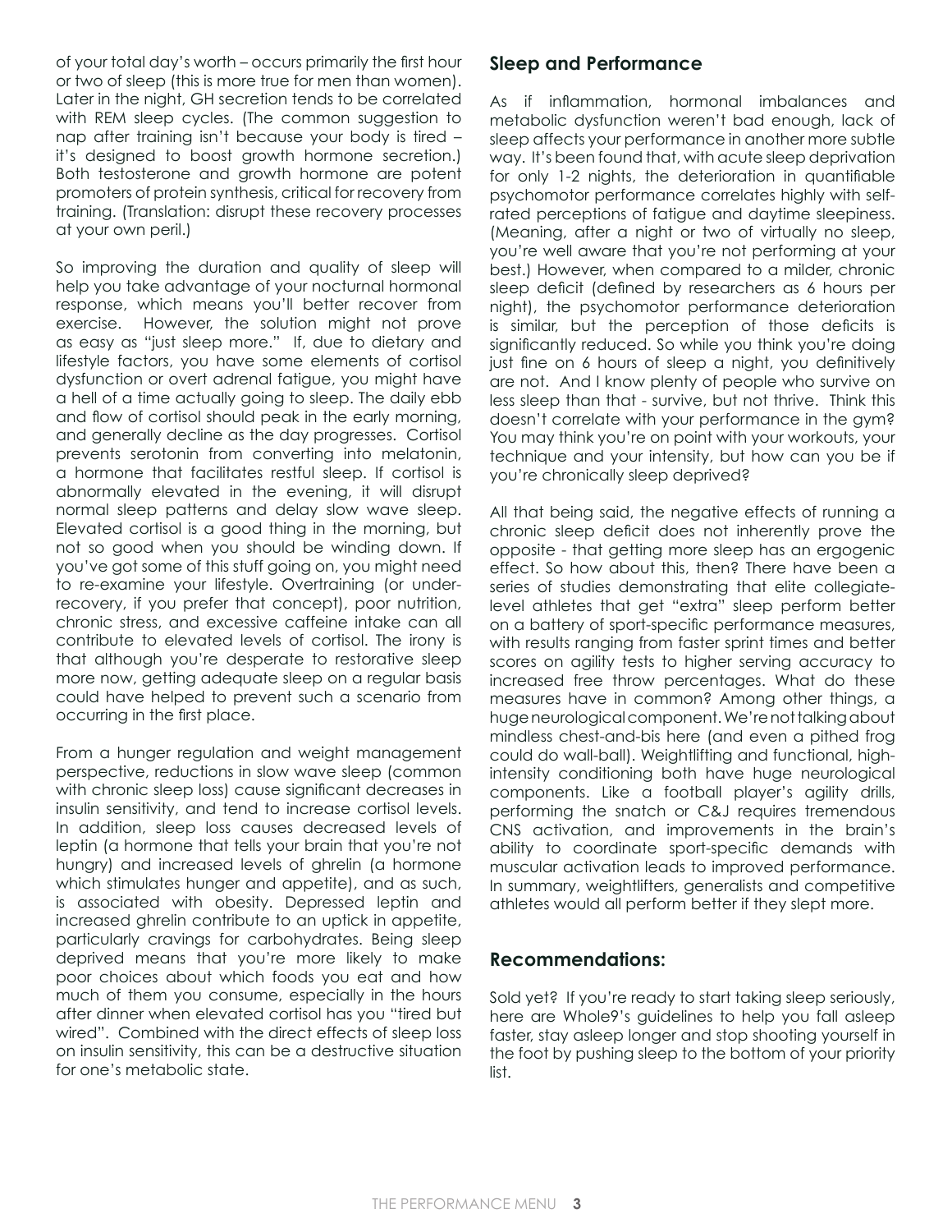of your total day's worth – occurs primarily the first hour or two of sleep (this is more true for men than women). Later in the night, GH secretion tends to be correlated with REM sleep cycles. (The common suggestion to nap after training isn't because your body is tired – it's designed to boost growth hormone secretion.) Both testosterone and growth hormone are potent promoters of protein synthesis, critical for recovery from training. (Translation: disrupt these recovery processes at your own peril.)

So improving the duration and quality of sleep will help you take advantage of your nocturnal hormonal response, which means you'll better recover from exercise. However, the solution might not prove as easy as "just sleep more." If, due to dietary and lifestyle factors, you have some elements of cortisol dysfunction or overt adrenal fatigue, you might have a hell of a time actually going to sleep. The daily ebb and flow of cortisol should peak in the early morning, and generally decline as the day progresses. Cortisol prevents serotonin from converting into melatonin, a hormone that facilitates restful sleep. If cortisol is abnormally elevated in the evening, it will disrupt normal sleep patterns and delay slow wave sleep. Elevated cortisol is a good thing in the morning, but not so good when you should be winding down. If you've got some of this stuff going on, you might need to re-examine your lifestyle. Overtraining (or under-recovery, if you prefer that concept), poor nutrition, chronic stress, and excessive caffeine intake can all contribute to elevated levels of cortisol. The irony is that although you're desperate to restorative sleep more now, getting adequate sleep on a regular basis could have helped to prevent such a scenario from occurring in the first place.

From a hunger regulation and weight management perspective, reductions in slow wave sleep (common with chronic sleep loss) cause significant decreases in insulin sensitivity, and tend to increase cortisol levels. In addition, sleep loss causes decreased levels of leptin (a hormone that tells your brain that you're not hungry) and increased levels of ghrelin (a hormone which stimulates hunger and appetite), and as such, is associated with obesity. Depressed leptin and increased ghrelin contribute to an uptick in appetite, particularly cravings for carbohydrates. Being sleep deprived means that you're more likely to make poor choices about which foods you eat and how much of them you consume, especially in the hours after dinner when elevated cortisol has you "tired but wired". Combined with the direct effects of sleep loss on insulin sensitivity, this can be a destructive situation for one's metabolic state.

## Sleep and Performance

As if inflammation, hormonal imbalances and metabolic dysfunction weren't bad enough, lack of sleep affects your performance in another more subtle way. It's been found that, with acute sleep deprivation for only 1-2 nights, the deterioration in quantifiable psychomotor performance correlates highly with self-rated perceptions of fatigue and daytime sleepiness. (Meaning, after a night or two of virtually no sleep, you're well aware that you're not performing at your best.) However, when compared to a milder, chronic sleep deficit (defined by researchers as 6 hours per night), the psychomotor performance deterioration is similar, but the perception of those deficits is significantly reduced. So while you think you're doing just fine on 6 hours of sleep a night, you definitively are not. And I know plenty of people who survive on less sleep than that - survive, but not thrive. Think this doesn't correlate with your performance in the gym? You may think you're on point with your workouts, your technique and your intensity, but how can you be if you're chronically sleep deprived?

All that being said, the negative effects of running a chronic sleep deficit does not inherently prove the opposite - that getting more sleep has an ergogenic effect. So how about this, then? There have been a series of studies demonstrating that elite collegiate-level athletes that get "extra" sleep perform better on a battery of sport-specific performance measures, with results ranging from faster sprint times and better scores on agility tests to higher serving accuracy to increased free throw percentages. What do these measures have in common? Among other things, a huge neurological component. We're not talking about mindless chest-and-bis here (and even a pithed frog could do wall-ball). Weightlifting and functional, high-intensity conditioning both have huge neurological components. Like a football player's agility drills, performing the snatch or C&J requires tremendous CNS activation, and improvements in the brain's ability to coordinate sport-specific demands with muscular activation leads to improved performance. In summary, weightlifters, generalists and competitive athletes would all perform better if they slept more.

## Recommendations:

Sold yet? If you're ready to start taking sleep seriously, here are Whole9's guidelines to help you fall asleep faster, stay asleep longer and stop shooting yourself in the foot by pushing sleep to the bottom of your priority list.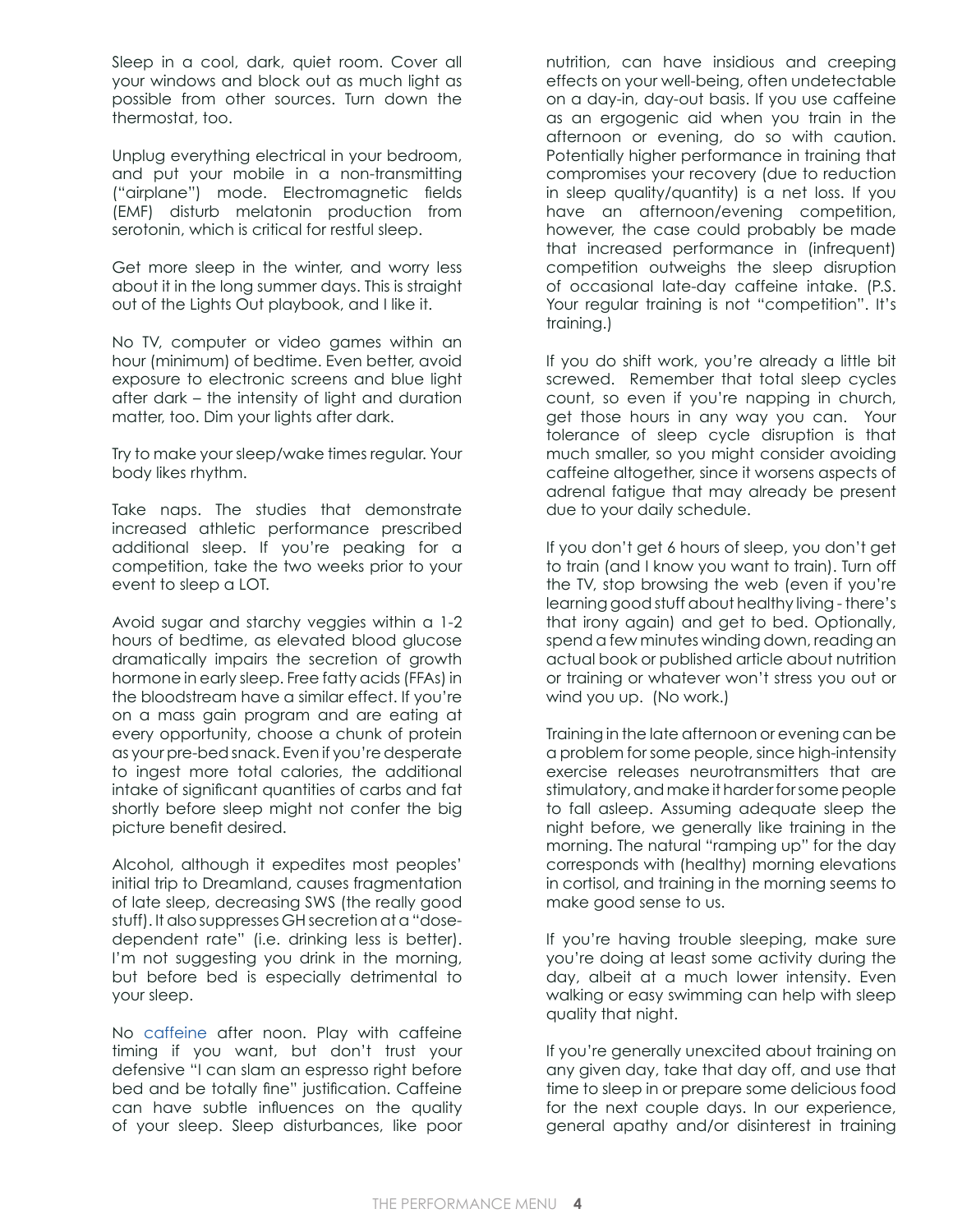Sleep in a cool, dark, quiet room. Cover all your windows and block out as much light as possible from other sources. Turn down the thermostat, too.

Unplug everything electrical in your bedroom, and put your mobile in a non-transmitting ("airplane") mode. Electromagnetic fields (EMF) disturb melatonin production from serotonin, which is critical for restful sleep.

Get more sleep in the winter, and worry less about it in the long summer days. This is straight out of the Lights Out playbook, and I like it.

No TV, computer or video games within an hour (minimum) of bedtime. Even better, avoid exposure to electronic screens and blue light after dark – the intensity of light and duration matter, too. Dim your lights after dark.

Try to make your sleep/wake times regular. Your body likes rhythm.

Take naps. The studies that demonstrate increased athletic performance prescribed additional sleep. If you're peaking for a competition, take the two weeks prior to your event to sleep a LOT.

Avoid sugar and starchy veggies within a 1-2 hours of bedtime, as elevated blood glucose dramatically impairs the secretion of growth hormone in early sleep. Free fatty acids (FFAs) in the bloodstream have a similar effect. If you're on a mass gain program and are eating at every opportunity, choose a chunk of protein as your pre-bed snack. Even if you're desperate to ingest more total calories, the additional intake of significant quantities of carbs and fat shortly before sleep might not confer the big picture benefit desired.

Alcohol, although it expedites most peoples' initial trip to Dreamland, causes fragmentation of late sleep, decreasing SWS (the really good stuff). It also suppresses GH secretion at a "dose-dependent rate" (i.e. drinking less is better). I'm not suggesting you drink in the morning, but before bed is especially detrimental to your sleep.

No caffeine after noon. Play with caffeine timing if you want, but don't trust your defensive "I can slam an espresso right before bed and be totally fine" justification. Caffeine can have subtle influences on the quality of your sleep. Sleep disturbances, like poor nutrition, can have insidious and creeping effects on your well-being, often undetectable on a day-in, day-out basis. If you use caffeine as an ergogenic aid when you train in the afternoon or evening, do so with caution. Potentially higher performance in training that compromises your recovery (due to reduction in sleep quality/quantity) is a net loss. If you have an afternoon/evening competition, however, the case could probably be made that increased performance in (infrequent) competition outweighs the sleep disruption of occasional late-day caffeine intake. (P.S. Your regular training is not "competition". It's training.)

If you do shift work, you're already a little bit screwed. Remember that total sleep cycles count, so even if you're napping in church, get those hours in any way you can. Your tolerance of sleep cycle disruption is that much smaller, so you might consider avoiding caffeine altogether, since it worsens aspects of adrenal fatigue that may already be present due to your daily schedule.

If you don't get 6 hours of sleep, you don't get to train (and I know you want to train). Turn off the TV, stop browsing the web (even if you're learning good stuff about healthy living - there's that irony again) and get to bed. Optionally, spend a few minutes winding down, reading an actual book or published article about nutrition or training or whatever won't stress you out or wind you up. (No work.)

Training in the late afternoon or evening can be a problem for some people, since high-intensity exercise releases neurotransmitters that are stimulatory, and make it harder for some people to fall asleep. Assuming adequate sleep the night before, we generally like training in the morning. The natural "ramping up" for the day corresponds with (healthy) morning elevations in cortisol, and training in the morning seems to make good sense to us.

If you're having trouble sleeping, make sure you're doing at least some activity during the day, albeit at a much lower intensity. Even walking or easy swimming can help with sleep quality that night.

If you're generally unexcited about training on any given day, take that day off, and use that time to sleep in or prepare some delicious food for the next couple days. In our experience, general apathy and/or disinterest in training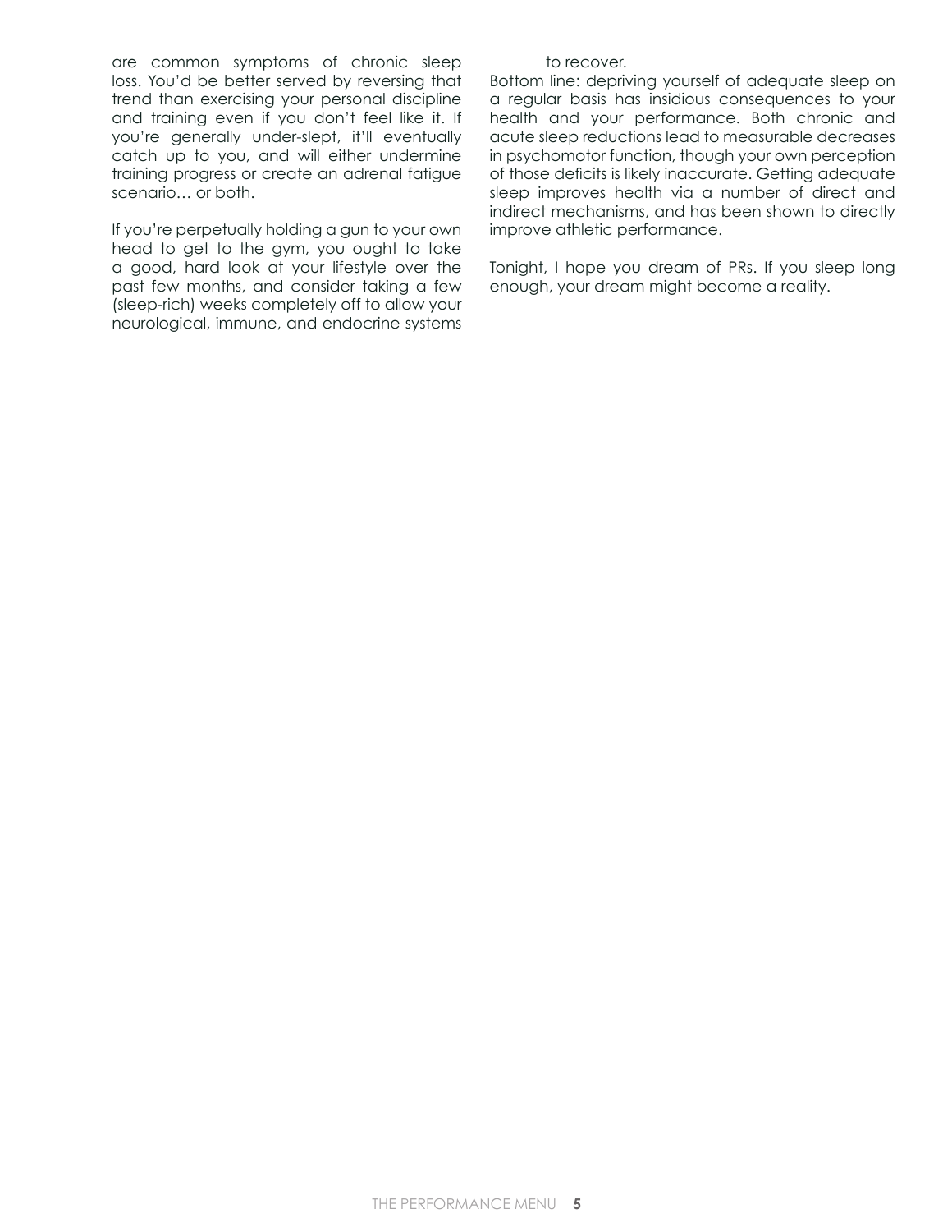are common symptoms of chronic sleep loss. You'd be better served by reversing that trend than exercising your personal discipline and training even if you don't feel like it. If you're generally under-slept, it'll eventually catch up to you, and will either undermine training progress or create an adrenal fatigue scenario… or both.

If you're perpetually holding a gun to your own head to get to the gym, you ought to take a good, hard look at your lifestyle over the past few months, and consider taking a few (sleep-rich) weeks completely off to allow your neurological, immune, and endocrine systems to recover.

Bottom line: depriving yourself of adequate sleep on a regular basis has insidious consequences to your health and your performance. Both chronic and acute sleep reductions lead to measurable decreases in psychomotor function, though your own perception of those deficits is likely inaccurate. Getting adequate sleep improves health via a number of direct and indirect mechanisms, and has been shown to directly improve athletic performance.

Tonight, I hope you dream of PRs. If you sleep long enough, your dream might become a reality.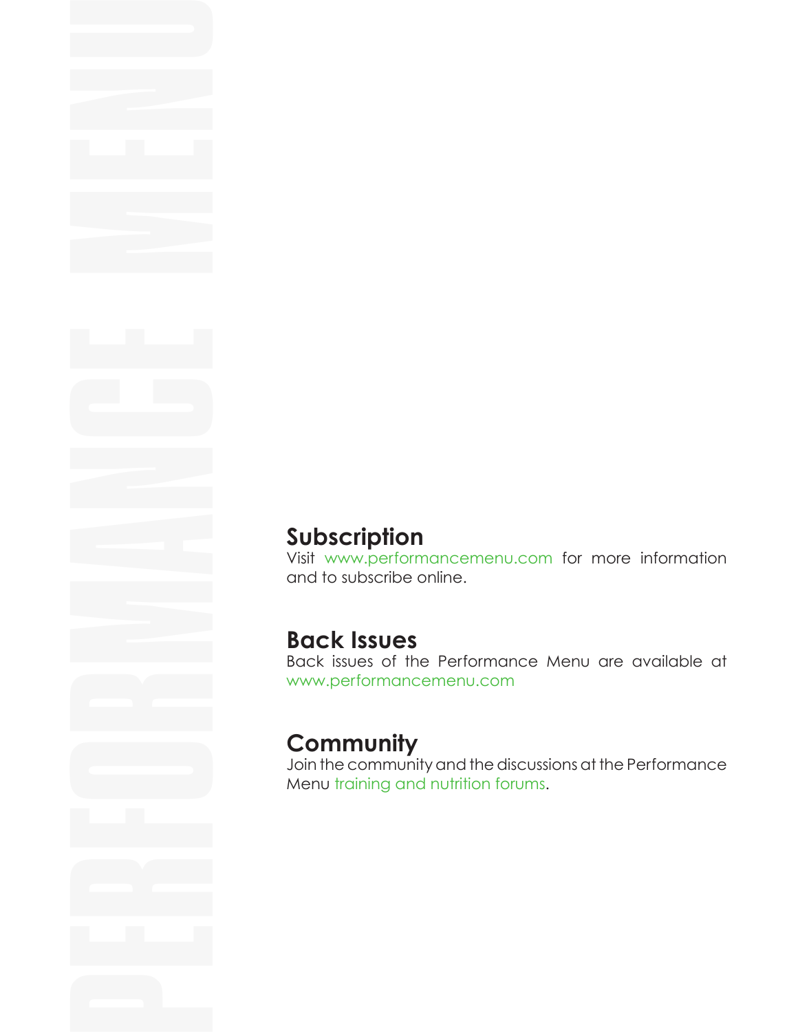## Subscription

Visit www.performancemenu.com for more information and to subscribe online.

## Back Issues

Back issues of the Performance Menu are available at www.performancemenu.com

## Community

Join the community and the discussions at the Performance Menu training and nutrition forums.